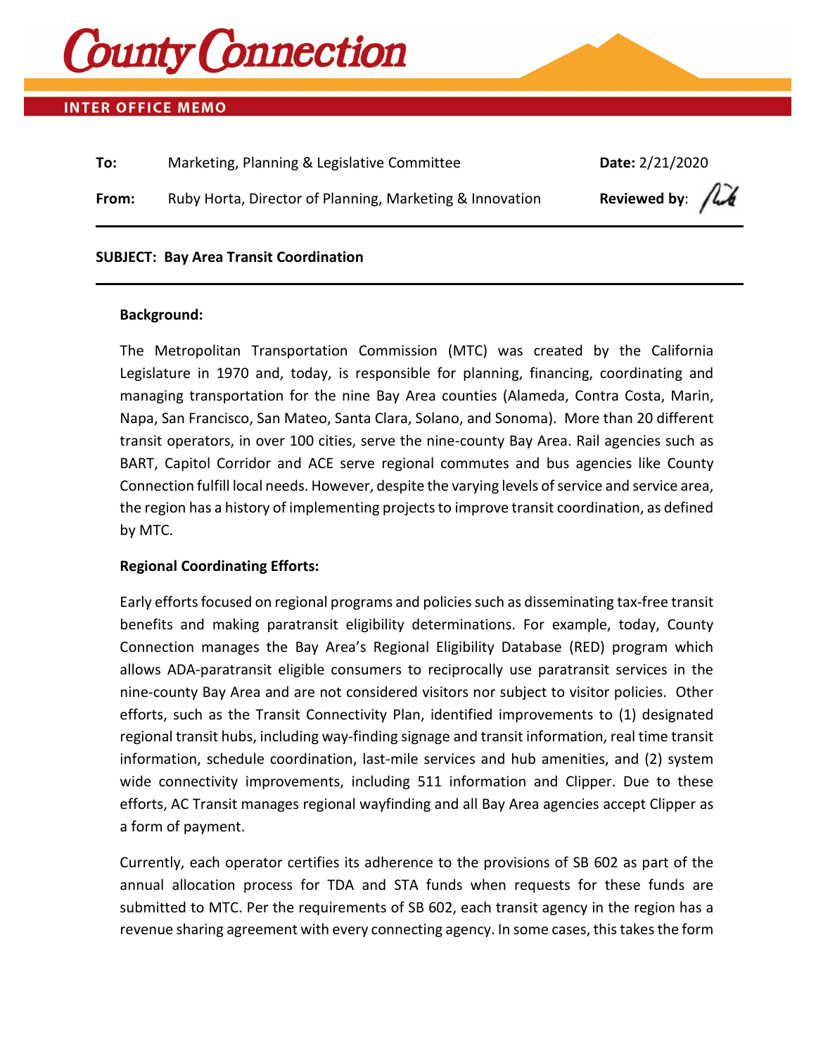# County Connection

**INTER OFFICE MEMO**

**To:** Marketing, Planning & Legislative Committee

**Date:** 2/21/2020

**From:** Ruby Horta, Director of Planning, Marketing & Innovation

**Reviewed by:**

**SUBJECT: Bay Area Transit Coordination**

**Background:**

The Metropolitan Transportation Commission (MTC) was created by the California Legislature in 1970 and, today, is responsible for planning, financing, coordinating and managing transportation for the nine Bay Area counties (Alameda, Contra Costa, Marin, Napa, San Francisco, San Mateo, Santa Clara, Solano, and Sonoma). More than 20 different transit operators, in over 100 cities, serve the nine-county Bay Area. Rail agencies such as BART, Capitol Corridor and ACE serve regional commutes and bus agencies like County Connection fulfill local needs. However, despite the varying levels of service and service area, the region has a history of implementing projects to improve transit coordination, as defined by MTC.

**Regional Coordinating Efforts:**

Early efforts focused on regional programs and policies such as disseminating tax-free transit benefits and making paratransit eligibility determinations. For example, today, County Connection manages the Bay Area's Regional Eligibility Database (RED) program which allows ADA-paratransit eligible consumers to reciprocally use paratransit services in the nine-county Bay Area and are not considered visitors nor subject to visitor policies. Other efforts, such as the Transit Connectivity Plan, identified improvements to (1) designated regional transit hubs, including way-finding signage and transit information, real time transit information, schedule coordination, last-mile services and hub amenities, and (2) system wide connectivity improvements, including 511 information and Clipper. Due to these efforts, AC Transit manages regional wayfinding and all Bay Area agencies accept Clipper as a form of payment.

Currently, each operator certifies its adherence to the provisions of SB 602 as part of the annual allocation process for TDA and STA funds when requests for these funds are submitted to MTC. Per the requirements of SB 602, each transit agency in the region has a revenue sharing agreement with every connecting agency. In some cases, this takes the form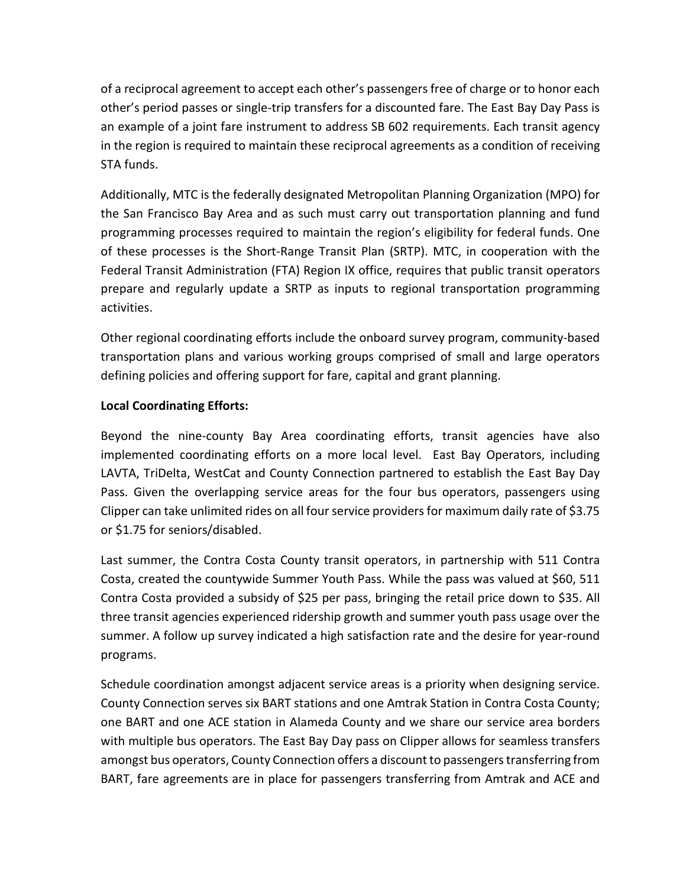of a reciprocal agreement to accept each other's passengers free of charge or to honor each other's period passes or single-trip transfers for a discounted fare. The East Bay Day Pass is an example of a joint fare instrument to address SB 602 requirements. Each transit agency in the region is required to maintain these reciprocal agreements as a condition of receiving STA funds.

Additionally, MTC is the federally designated Metropolitan Planning Organization (MPO) for the San Francisco Bay Area and as such must carry out transportation planning and fund programming processes required to maintain the region's eligibility for federal funds. One of these processes is the Short-Range Transit Plan (SRTP). MTC, in cooperation with the Federal Transit Administration (FTA) Region IX office, requires that public transit operators prepare and regularly update a SRTP as inputs to regional transportation programming activities.

Other regional coordinating efforts include the onboard survey program, community-based transportation plans and various working groups comprised of small and large operators defining policies and offering support for fare, capital and grant planning.

**Local Coordinating Efforts:**

Beyond the nine-county Bay Area coordinating efforts, transit agencies have also implemented coordinating efforts on a more local level. East Bay Operators, including LAVTA, TriDelta, WestCat and County Connection partnered to establish the East Bay Day Pass. Given the overlapping service areas for the four bus operators, passengers using Clipper can take unlimited rides on all four service providers for maximum daily rate of $3.75 or $1.75 for seniors/disabled.

Last summer, the Contra Costa County transit operators, in partnership with 511 Contra Costa, created the countywide Summer Youth Pass. While the pass was valued at $60, 511 Contra Costa provided a subsidy of $25 per pass, bringing the retail price down to $35. All three transit agencies experienced ridership growth and summer youth pass usage over the summer. A follow up survey indicated a high satisfaction rate and the desire for year-round programs.

Schedule coordination amongst adjacent service areas is a priority when designing service. County Connection serves six BART stations and one Amtrak Station in Contra Costa County; one BART and one ACE station in Alameda County and we share our service area borders with multiple bus operators. The East Bay Day pass on Clipper allows for seamless transfers amongst bus operators, County Connection offers a discount to passengers transferring from BART, fare agreements are in place for passengers transferring from Amtrak and ACE and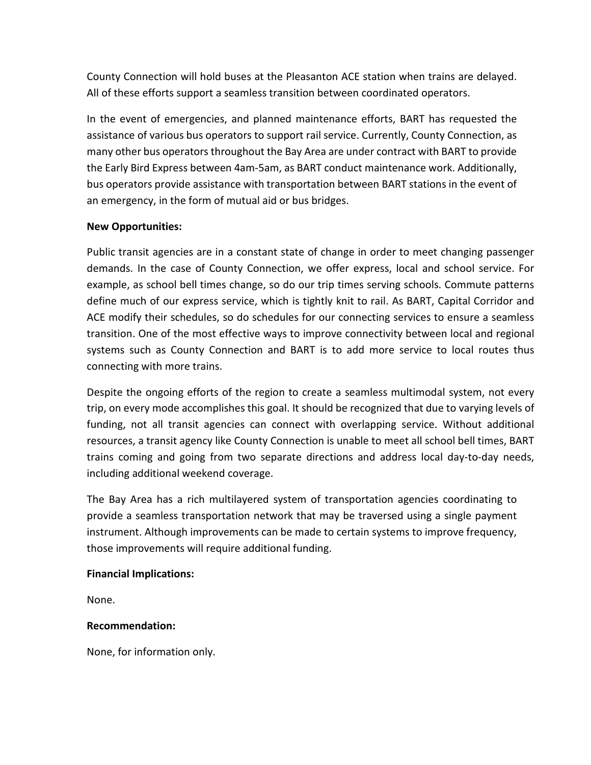County Connection will hold buses at the Pleasanton ACE station when trains are delayed. All of these efforts support a seamless transition between coordinated operators.

In the event of emergencies, and planned maintenance efforts, BART has requested the assistance of various bus operators to support rail service. Currently, County Connection, as many other bus operators throughout the Bay Area are under contract with BART to provide the Early Bird Express between 4am-5am, as BART conduct maintenance work. Additionally, bus operators provide assistance with transportation between BART stations in the event of an emergency, in the form of mutual aid or bus bridges.

**New Opportunities:**

Public transit agencies are in a constant state of change in order to meet changing passenger demands. In the case of County Connection, we offer express, local and school service. For example, as school bell times change, so do our trip times serving schools. Commute patterns define much of our express service, which is tightly knit to rail. As BART, Capital Corridor and ACE modify their schedules, so do schedules for our connecting services to ensure a seamless transition. One of the most effective ways to improve connectivity between local and regional systems such as County Connection and BART is to add more service to local routes thus connecting with more trains.

Despite the ongoing efforts of the region to create a seamless multimodal system, not every trip, on every mode accomplishes this goal. It should be recognized that due to varying levels of funding, not all transit agencies can connect with overlapping service. Without additional resources, a transit agency like County Connection is unable to meet all school bell times, BART trains coming and going from two separate directions and address local day-to-day needs, including additional weekend coverage.

The Bay Area has a rich multilayered system of transportation agencies coordinating to provide a seamless transportation network that may be traversed using a single payment instrument. Although improvements can be made to certain systems to improve frequency, those improvements will require additional funding.

**Financial Implications:**

None.

**Recommendation:**

None, for information only.